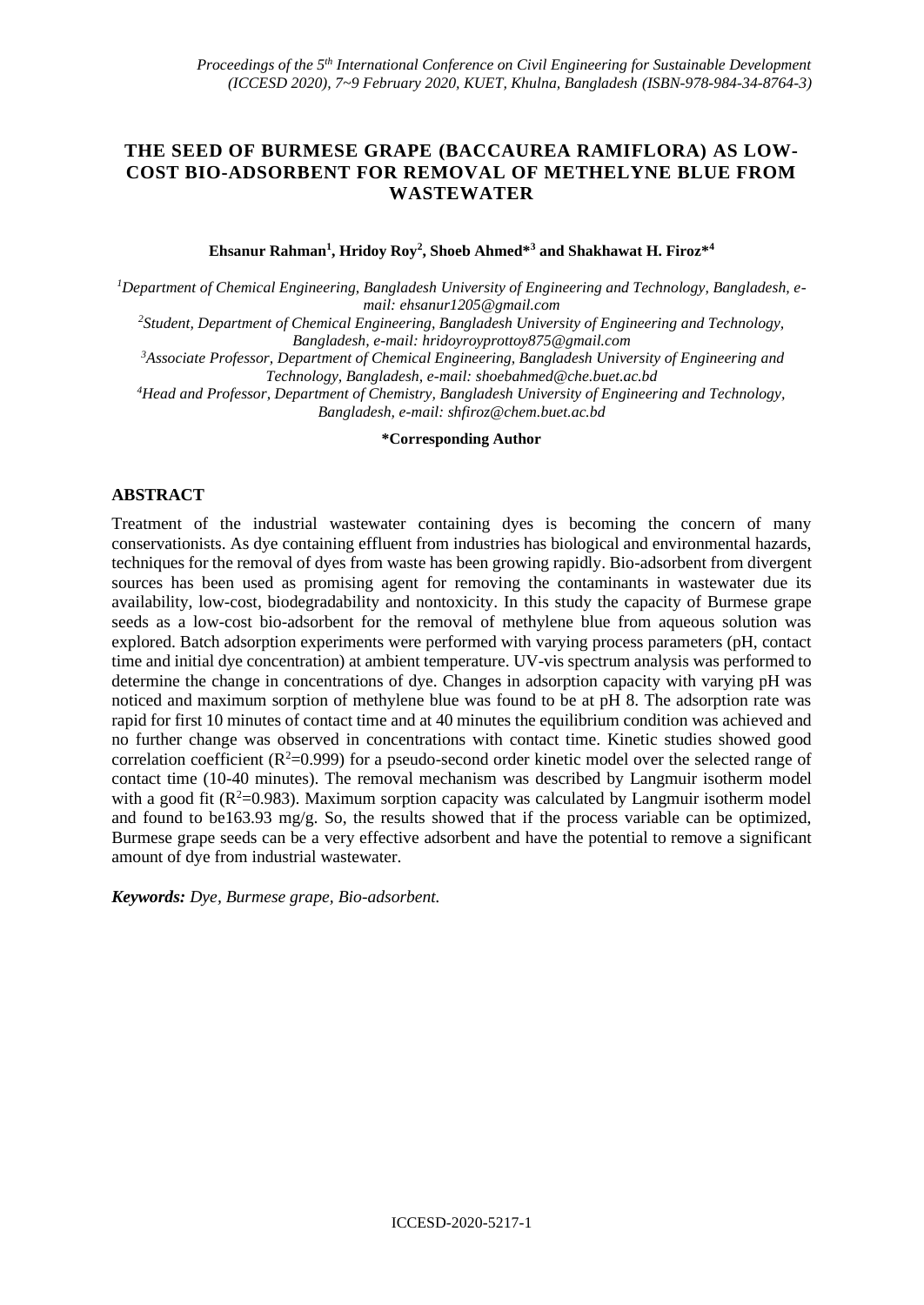# THE SEED OF BURMESE GRAPE (BACCAUREA RAMIFLORA) AS LOW-COST BIO-ADSORBENT FOR REMOVAL OF METHELYNE BLUE FROM WASTEWATER

**Ehsanur Rahman[1], Hridoy Roy[2], Shoeb Ahmed*[3] and Shakhawat H. Firoz*[4]**

[1]*Department of Chemical Engineering, Bangladesh University of Engineering and Technology, Bangladesh, e-mail: ehsanur1205@gmail.com*

[2]*Student, Department of Chemical Engineering, Bangladesh University of Engineering and Technology, Bangladesh, e-mail: hridoyroyprottoy875@gmail.com*

[3]*Associate Professor, Department of Chemical Engineering, Bangladesh University of Engineering and Technology, Bangladesh, e-mail: shoebahmed@che.buet.ac.bd*

[4]*Head and Professor, Department of Chemistry, Bangladesh University of Engineering and Technology, Bangladesh, e-mail: shfiroz@chem.buet.ac.bd*

**\*Corresponding Author**

## ABSTRACT

Treatment of the industrial wastewater containing dyes is becoming the concern of many conservationists. As dye containing effluent from industries has biological and environmental hazards, techniques for the removal of dyes from waste has been growing rapidly. Bio-adsorbent from divergent sources has been used as promising agent for removing the contaminants in wastewater due its availability, low-cost, biodegradability and nontoxicity. In this study the capacity of Burmese grape seeds as a low-cost bio-adsorbent for the removal of methylene blue from aqueous solution was explored. Batch adsorption experiments were performed with varying process parameters (pH, contact time and initial dye concentration) at ambient temperature. UV-vis spectrum analysis was performed to determine the change in concentrations of dye. Changes in adsorption capacity with varying pH was noticed and maximum sorption of methylene blue was found to be at pH 8. The adsorption rate was rapid for first 10 minutes of contact time and at 40 minutes the equilibrium condition was achieved and no further change was observed in concentrations with contact time. Kinetic studies showed good correlation coefficient ($R^2$=0.999) for a pseudo-second order kinetic model over the selected range of contact time (10-40 minutes). The removal mechanism was described by Langmuir isotherm model with a good fit ($R^2$=0.983). Maximum sorption capacity was calculated by Langmuir isotherm model and found to be163.93 mg/g. So, the results showed that if the process variable can be optimized, Burmese grape seeds can be a very effective adsorbent and have the potential to remove a significant amount of dye from industrial wastewater.

***Keywords:*** *Dye, Burmese grape, Bio-adsorbent.*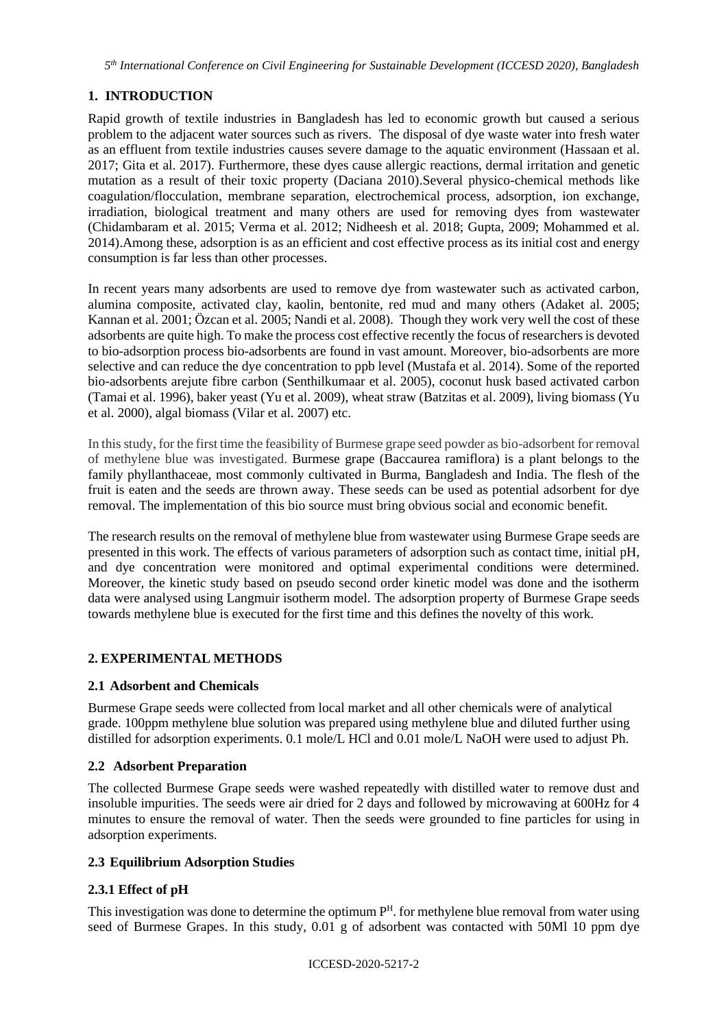## 1. INTRODUCTION

Rapid growth of textile industries in Bangladesh has led to economic growth but caused a serious problem to the adjacent water sources such as rivers. The disposal of dye waste water into fresh water as an effluent from textile industries causes severe damage to the aquatic environment (Hassaan et al. 2017; Gita et al. 2017). Furthermore, these dyes cause allergic reactions, dermal irritation and genetic mutation as a result of their toxic property (Daciana 2010).Several physico-chemical methods like coagulation/flocculation, membrane separation, electrochemical process, adsorption, ion exchange, irradiation, biological treatment and many others are used for removing dyes from wastewater (Chidambaram et al. 2015; Verma et al. 2012; Nidheesh et al. 2018; Gupta, 2009; Mohammed et al. 2014).Among these, adsorption is as an efficient and cost effective process as its initial cost and energy consumption is far less than other processes.

In recent years many adsorbents are used to remove dye from wastewater such as activated carbon, alumina composite, activated clay, kaolin, bentonite, red mud and many others (Adaket al. 2005; Kannan et al. 2001; Özcan et al. 2005; Nandi et al. 2008). Though they work very well the cost of these adsorbents are quite high. To make the process cost effective recently the focus of researchers is devoted to bio-adsorption process bio-adsorbents are found in vast amount. Moreover, bio-adsorbents are more selective and can reduce the dye concentration to ppb level (Mustafa et al. 2014). Some of the reported bio-adsorbents arejute fibre carbon (Senthilkumaar et al. 2005), coconut husk based activated carbon (Tamai et al. 1996), baker yeast (Yu et al. 2009), wheat straw (Batzitas et al. 2009), living biomass (Yu et al. 2000), algal biomass (Vilar et al. 2007) etc.

In this study, for the first time the feasibility of Burmese grape seed powder as bio-adsorbent for removal of methylene blue was investigated. Burmese grape (Baccaurea ramiflora) is a plant belongs to the family phyllanthaceae, most commonly cultivated in Burma, Bangladesh and India. The flesh of the fruit is eaten and the seeds are thrown away. These seeds can be used as potential adsorbent for dye removal. The implementation of this bio source must bring obvious social and economic benefit.

The research results on the removal of methylene blue from wastewater using Burmese Grape seeds are presented in this work. The effects of various parameters of adsorption such as contact time, initial pH, and dye concentration were monitored and optimal experimental conditions were determined. Moreover, the kinetic study based on pseudo second order kinetic model was done and the isotherm data were analysed using Langmuir isotherm model. The adsorption property of Burmese Grape seeds towards methylene blue is executed for the first time and this defines the novelty of this work.

## 2. EXPERIMENTAL METHODS

### 2.1 Adsorbent and Chemicals

Burmese Grape seeds were collected from local market and all other chemicals were of analytical grade. 100ppm methylene blue solution was prepared using methylene blue and diluted further using distilled for adsorption experiments. 0.1 mole/L HCl and 0.01 mole/L NaOH were used to adjust Ph.

### 2.2 Adsorbent Preparation

The collected Burmese Grape seeds were washed repeatedly with distilled water to remove dust and insoluble impurities. The seeds were air dried for 2 days and followed by microwaving at 600Hz for 4 minutes to ensure the removal of water. Then the seeds were grounded to fine particles for using in adsorption experiments.

### 2.3 Equilibrium Adsorption Studies

#### 2.3.1 Effect of pH

This investigation was done to determine the optimum $P^H$. for methylene blue removal from water using seed of Burmese Grapes. In this study, 0.01 g of adsorbent was contacted with 50Ml 10 ppm dye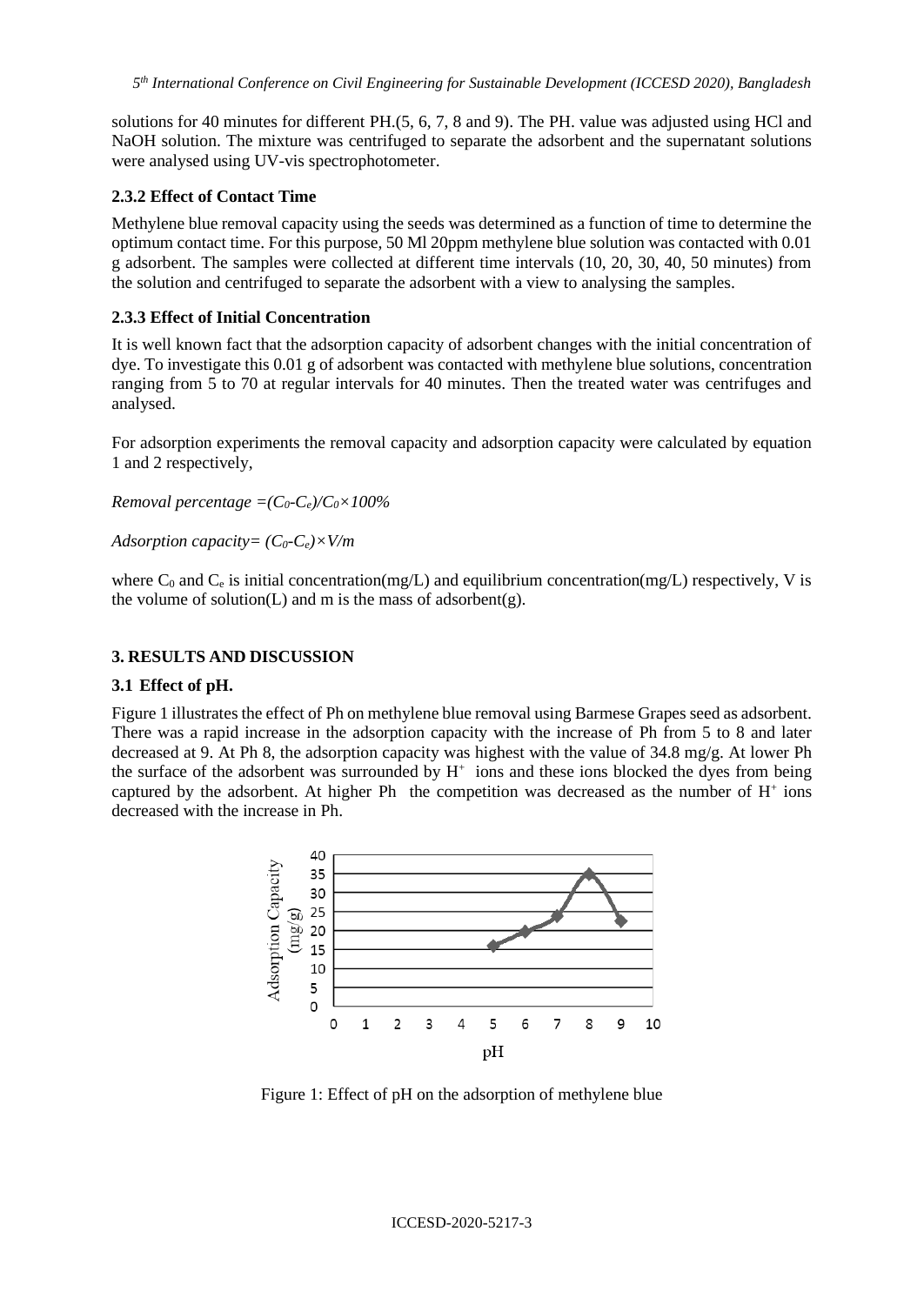solutions for 40 minutes for different PH.(5, 6, 7, 8 and 9). The PH. value was adjusted using HCl and NaOH solution. The mixture was centrifuged to separate the adsorbent and the supernatant solutions were analysed using UV-vis spectrophotometer.

### 2.3.2 Effect of Contact Time

Methylene blue removal capacity using the seeds was determined as a function of time to determine the optimum contact time. For this purpose, 50 Ml 20ppm methylene blue solution was contacted with 0.01 g adsorbent. The samples were collected at different time intervals (10, 20, 30, 40, 50 minutes) from the solution and centrifuged to separate the adsorbent with a view to analysing the samples.

### 2.3.3 Effect of Initial Concentration

It is well known fact that the adsorption capacity of adsorbent changes with the initial concentration of dye. To investigate this 0.01 g of adsorbent was contacted with methylene blue solutions, concentration ranging from 5 to 70 at regular intervals for 40 minutes. Then the treated water was centrifuges and analysed.

For adsorption experiments the removal capacity and adsorption capacity were calculated by equation 1 and 2 respectively,

*Removal percentage* $=(C_0-C_e)/C_0\times 100\%$

*Adsorption capacity*$=(C_0-C_e)\times V/m$

where $C_0$ and $C_e$ is initial concentration(mg/L) and equilibrium concentration(mg/L) respectively, V is the volume of solution(L) and m is the mass of adsorbent(g).

## 3. RESULTS AND DISCUSSION

### 3.1 Effect of pH.

Figure 1 illustrates the effect of Ph on methylene blue removal using Barmese Grapes seed as adsorbent. There was a rapid increase in the adsorption capacity with the increase of Ph from 5 to 8 and later decreased at 9. At Ph 8, the adsorption capacity was highest with the value of 34.8 mg/g. At lower Ph the surface of the adsorbent was surrounded by $H^+$ ions and these ions blocked the dyes from being captured by the adsorbent. At higher Ph the competition was decreased as the number of $H^+$ ions decreased with the increase in Ph.

Figure 1: Effect of pH on the adsorption of methylene blue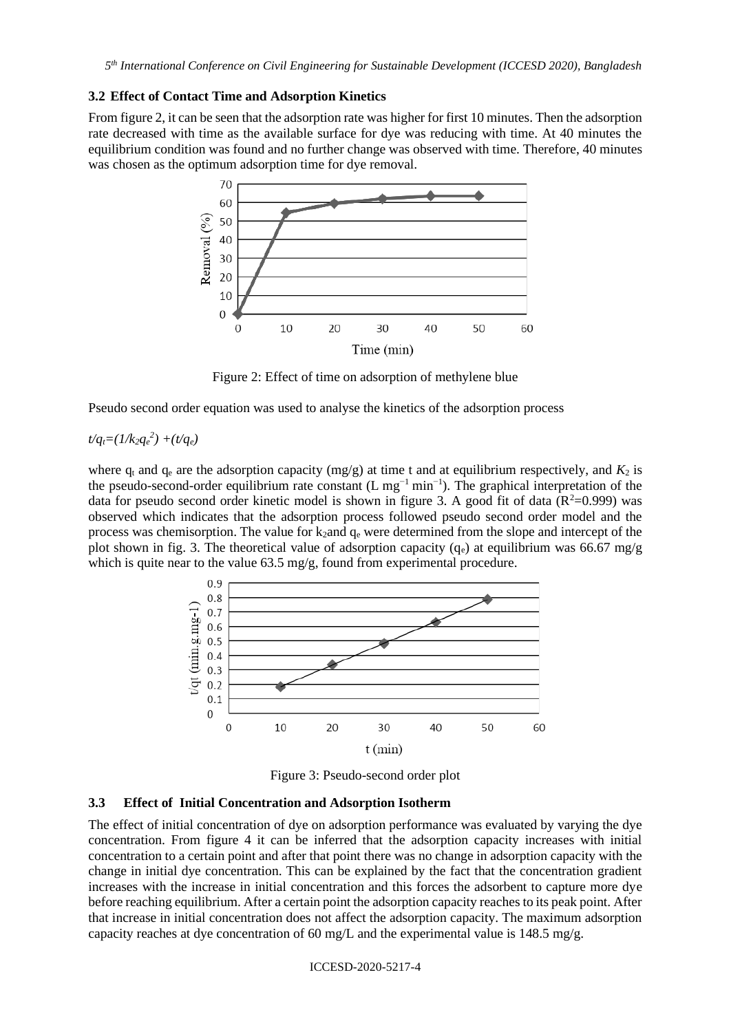### 3.2 Effect of Contact Time and Adsorption Kinetics

From figure 2, it can be seen that the adsorption rate was higher for first 10 minutes. Then the adsorption rate decreased with time as the available surface for dye was reducing with time. At 40 minutes the equilibrium condition was found and no further change was observed with time. Therefore, 40 minutes was chosen as the optimum adsorption time for dye removal.

Figure 2: Effect of time on adsorption of methylene blue

Pseudo second order equation was used to analyse the kinetics of the adsorption process

$$t/q_t=(1/k_2q_e^2)+(t/q_e)$$

where $q_t$ and $q_e$ are the adsorption capacity (mg/g) at time t and at equilibrium respectively, and $K_2$ is the pseudo-second-order equilibrium rate constant (L $mg^{-1}$ $min^{-1}$). The graphical interpretation of the data for pseudo second order kinetic model is shown in figure 3. A good fit of data ($R^2$=0.999) was observed which indicates that the adsorption process followed pseudo second order model and the process was chemisorption. The value for $k_2$and $q_e$ were determined from the slope and intercept of the plot shown in fig. 3. The theoretical value of adsorption capacity ($q_e$) at equilibrium was 66.67 mg/g which is quite near to the value 63.5 mg/g, found from experimental procedure.

Figure 3: Pseudo-second order plot

### 3.3 Effect of Initial Concentration and Adsorption Isotherm

The effect of initial concentration of dye on adsorption performance was evaluated by varying the dye concentration. From figure 4 it can be inferred that the adsorption capacity increases with initial concentration to a certain point and after that point there was no change in adsorption capacity with the change in initial dye concentration. This can be explained by the fact that the concentration gradient increases with the increase in initial concentration and this forces the adsorbent to capture more dye before reaching equilibrium. After a certain point the adsorption capacity reaches to its peak point. After that increase in initial concentration does not affect the adsorption capacity. The maximum adsorption capacity reaches at dye concentration of 60 mg/L and the experimental value is 148.5 mg/g.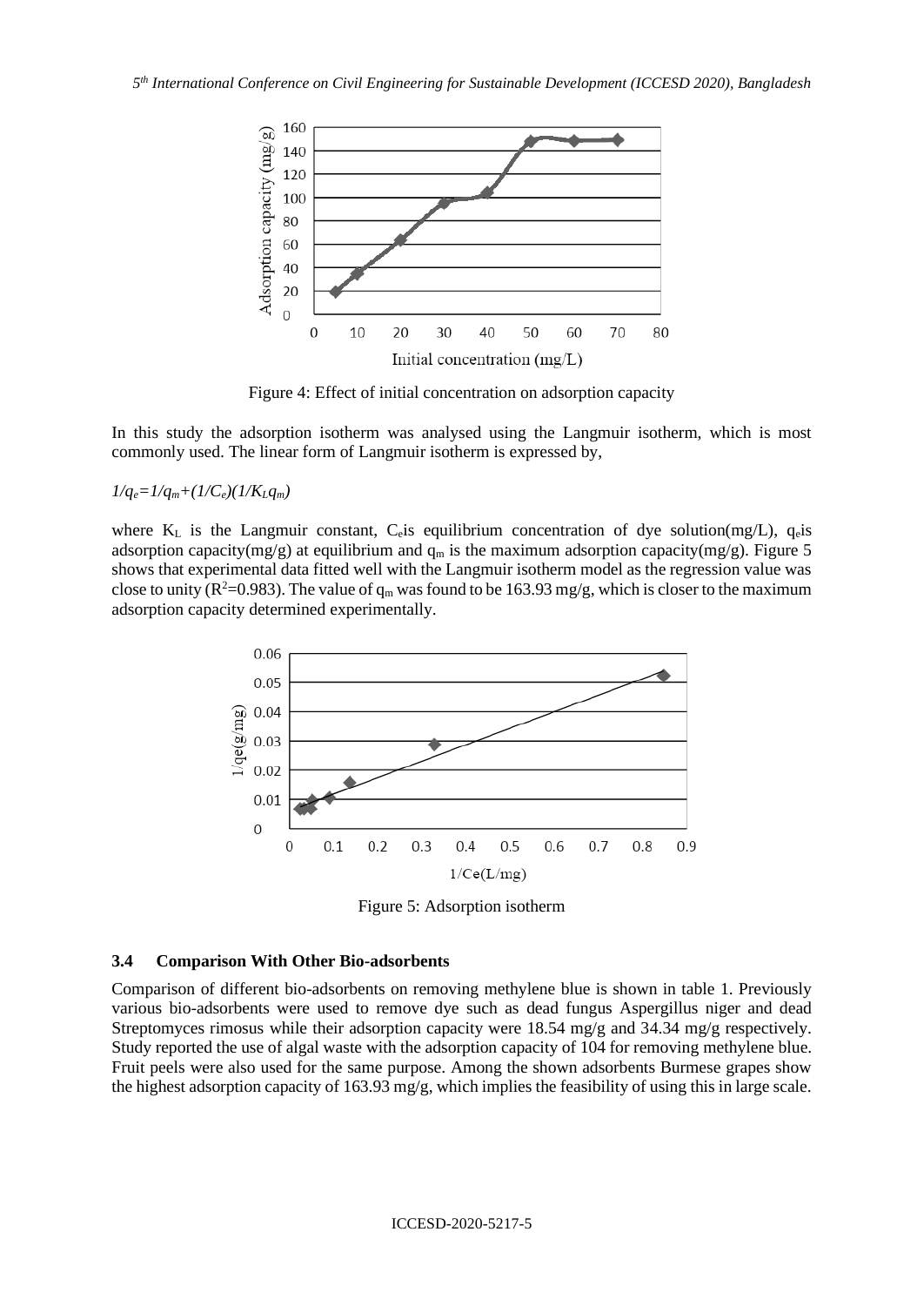Figure 4: Effect of initial concentration on adsorption capacity

In this study the adsorption isotherm was analysed using the Langmuir isotherm, which is most commonly used. The linear form of Langmuir isotherm is expressed by,

$$1/q_e=1/q_m+(1/C_e)(1/K_L q_m)$$

where $K_L$ is the Langmuir constant, $C_e$ is equilibrium concentration of dye solution(mg/L), $q_e$ is adsorption capacity(mg/g) at equilibrium and $q_m$ is the maximum adsorption capacity(mg/g). Figure 5 shows that experimental data fitted well with the Langmuir isotherm model as the regression value was close to unity ($R^2$=0.983). The value of $q_m$ was found to be 163.93 mg/g, which is closer to the maximum adsorption capacity determined experimentally.

Figure 5: Adsorption isotherm

### 3.4 Comparison With Other Bio-adsorbents

Comparison of different bio-adsorbents on removing methylene blue is shown in table 1. Previously various bio-adsorbents were used to remove dye such as dead fungus Aspergillus niger and dead Streptomyces rimosus while their adsorption capacity were 18.54 mg/g and 34.34 mg/g respectively. Study reported the use of algal waste with the adsorption capacity of 104 for removing methylene blue. Fruit peels were also used for the same purpose. Among the shown adsorbents Burmese grapes show the highest adsorption capacity of 163.93 mg/g, which implies the feasibility of using this in large scale.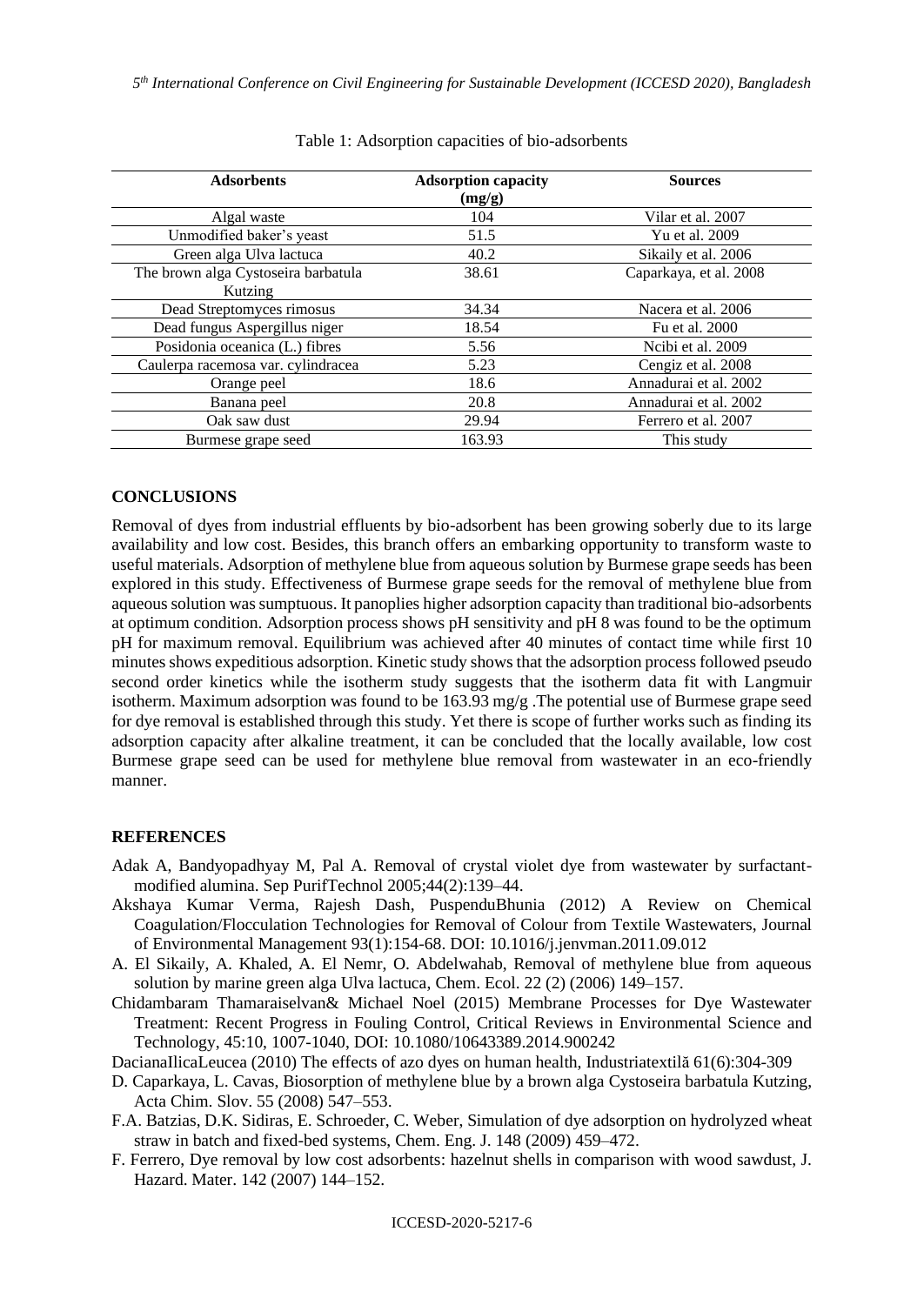Table 1: Adsorption capacities of bio-adsorbents

| Adsorbents | Adsorption capacity (mg/g) | Sources |
|---|---|---|
| Algal waste | 104 | Vilar et al. 2007 |
| Unmodified baker's yeast | 51.5 | Yu et al. 2009 |
| Green alga Ulva lactuca | 40.2 | Sikaily et al. 2006 |
| The brown alga Cystoseira barbatula Kutzing | 38.61 | Caparkaya, et al. 2008 |
| Dead Streptomyces rimosus | 34.34 | Nacera et al. 2006 |
| Dead fungus Aspergillus niger | 18.54 | Fu et al. 2000 |
| Posidonia oceanica (L.) fibres | 5.56 | Ncibi et al. 2009 |
| Caulerpa racemosa var. cylindracea | 5.23 | Cengiz et al. 2008 |
| Orange peel | 18.6 | Annadurai et al. 2002 |
| Banana peel | 20.8 | Annadurai et al. 2002 |
| Oak saw dust | 29.94 | Ferrero et al. 2007 |
| Burmese grape seed | 163.93 | This study |

## CONCLUSIONS

Removal of dyes from industrial effluents by bio-adsorbent has been growing soberly due to its large availability and low cost. Besides, this branch offers an embarking opportunity to transform waste to useful materials. Adsorption of methylene blue from aqueous solution by Burmese grape seeds has been explored in this study. Effectiveness of Burmese grape seeds for the removal of methylene blue from aqueous solution was sumptuous. It panoplies higher adsorption capacity than traditional bio-adsorbents at optimum condition. Adsorption process shows pH sensitivity and pH 8 was found to be the optimum pH for maximum removal. Equilibrium was achieved after 40 minutes of contact time while first 10 minutes shows expeditious adsorption. Kinetic study shows that the adsorption process followed pseudo second order kinetics while the isotherm study suggests that the isotherm data fit with Langmuir isotherm. Maximum adsorption was found to be 163.93 mg/g .The potential use of Burmese grape seed for dye removal is established through this study. Yet there is scope of further works such as finding its adsorption capacity after alkaline treatment, it can be concluded that the locally available, low cost Burmese grape seed can be used for methylene blue removal from wastewater in an eco-friendly manner.

## REFERENCES

Adak A, Bandyopadhyay M, Pal A. Removal of crystal violet dye from wastewater by surfactant-modified alumina. Sep PurifTechnol 2005;44(2):139–44.

Akshaya Kumar Verma, Rajesh Dash, PuspenduBhunia (2012) A Review on Chemical Coagulation/Flocculation Technologies for Removal of Colour from Textile Wastewaters, Journal of Environmental Management 93(1):154-68. DOI: 10.1016/j.jenvman.2011.09.012

A. El Sikaily, A. Khaled, A. El Nemr, O. Abdelwahab, Removal of methylene blue from aqueous solution by marine green alga Ulva lactuca, Chem. Ecol. 22 (2) (2006) 149–157.

Chidambaram Thamaraiselvan& Michael Noel (2015) Membrane Processes for Dye Wastewater Treatment: Recent Progress in Fouling Control, Critical Reviews in Environmental Science and Technology, 45:10, 1007-1040, DOI: 10.1080/10643389.2014.900242

DacianaIlicaLeucea (2010) The effects of azo dyes on human health, Industriatextilă 61(6):304-309

D. Caparkaya, L. Cavas, Biosorption of methylene blue by a brown alga Cystoseira barbatula Kutzing, Acta Chim. Slov. 55 (2008) 547–553.

F.A. Batzias, D.K. Sidiras, E. Schroeder, C. Weber, Simulation of dye adsorption on hydrolyzed wheat straw in batch and fixed-bed systems, Chem. Eng. J. 148 (2009) 459–472.

F. Ferrero, Dye removal by low cost adsorbents: hazelnut shells in comparison with wood sawdust, J. Hazard. Mater. 142 (2007) 144–152.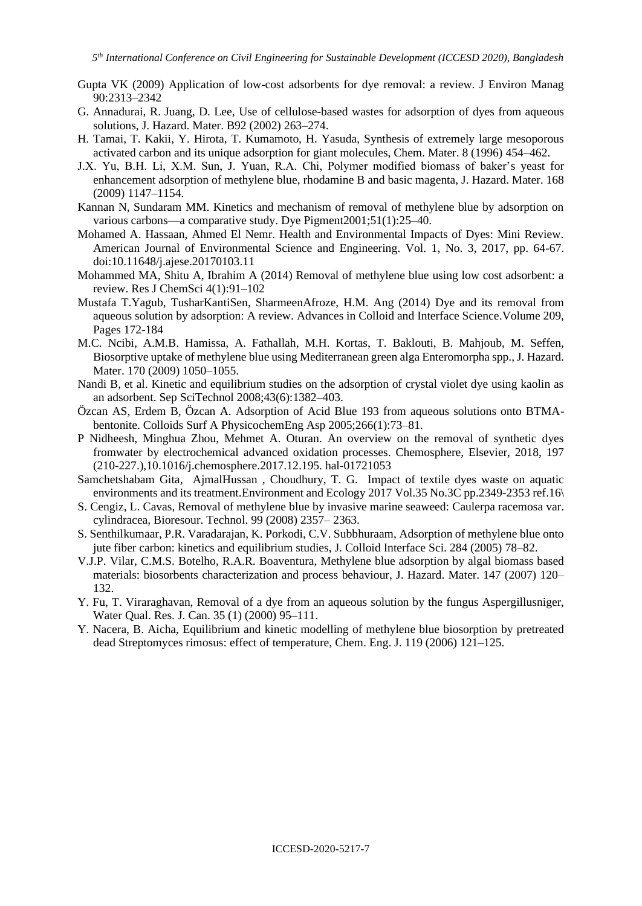Gupta VK (2009) Application of low-cost adsorbents for dye removal: a review. J Environ Manag 90:2313–2342

G. Annadurai, R. Juang, D. Lee, Use of cellulose-based wastes for adsorption of dyes from aqueous solutions, J. Hazard. Mater. B92 (2002) 263–274.

H. Tamai, T. Kakii, Y. Hirota, T. Kumamoto, H. Yasuda, Synthesis of extremely large mesoporous activated carbon and its unique adsorption for giant molecules, Chem. Mater. 8 (1996) 454–462.

J.X. Yu, B.H. Li, X.M. Sun, J. Yuan, R.A. Chi, Polymer modified biomass of baker's yeast for enhancement adsorption of methylene blue, rhodamine B and basic magenta, J. Hazard. Mater. 168 (2009) 1147–1154.

Kannan N, Sundaram MM. Kinetics and mechanism of removal of methylene blue by adsorption on various carbons—a comparative study. Dye Pigment2001;51(1):25–40.

Mohamed A. Hassaan, Ahmed El Nemr. Health and Environmental Impacts of Dyes: Mini Review. American Journal of Environmental Science and Engineering. Vol. 1, No. 3, 2017, pp. 64-67. doi:10.11648/j.ajese.20170103.11

Mohammed MA, Shitu A, Ibrahim A (2014) Removal of methylene blue using low cost adsorbent: a review. Res J ChemSci 4(1):91–102

Mustafa T.Yagub, TusharKantiSen, SharmeenAfroze, H.M. Ang (2014) Dye and its removal from aqueous solution by adsorption: A review. Advances in Colloid and Interface Science.Volume 209, Pages 172-184

M.C. Ncibi, A.M.B. Hamissa, A. Fathallah, M.H. Kortas, T. Baklouti, B. Mahjoub, M. Seffen, Biosorptive uptake of methylene blue using Mediterranean green alga Enteromorpha spp., J. Hazard. Mater. 170 (2009) 1050–1055.

Nandi B, et al. Kinetic and equilibrium studies on the adsorption of crystal violet dye using kaolin as an adsorbent. Sep SciTechnol 2008;43(6):1382–403.

Özcan AS, Erdem B, Özcan A. Adsorption of Acid Blue 193 from aqueous solutions onto BTMA-bentonite. Colloids Surf A PhysicochemEng Asp 2005;266(1):73–81.

P Nidheesh, Minghua Zhou, Mehmet A. Oturan. An overview on the removal of synthetic dyes fromwater by electrochemical advanced oxidation processes. Chemosphere, Elsevier, 2018, 197 (210-227.),10.1016/j.chemosphere.2017.12.195. hal-01721053

Samchetshabam Gita, AjmalHussan , Choudhury, T. G. Impact of textile dyes waste on aquatic environments and its treatment.Environment and Ecology 2017 Vol.35 No.3C pp.2349-2353 ref.16\

S. Cengiz, L. Cavas, Removal of methylene blue by invasive marine seaweed: Caulerpa racemosa var. cylindracea, Bioresour. Technol. 99 (2008) 2357– 2363.

S. Senthilkumaar, P.R. Varadarajan, K. Porkodi, C.V. Subbhuraam, Adsorption of methylene blue onto jute fiber carbon: kinetics and equilibrium studies, J. Colloid Interface Sci. 284 (2005) 78–82.

V.J.P. Vilar, C.M.S. Botelho, R.A.R. Boaventura, Methylene blue adsorption by algal biomass based materials: biosorbents characterization and process behaviour, J. Hazard. Mater. 147 (2007) 120–132.

Y. Fu, T. Viraraghavan, Removal of a dye from an aqueous solution by the fungus Aspergillusniger, Water Qual. Res. J. Can. 35 (1) (2000) 95–111.

Y. Nacera, B. Aicha, Equilibrium and kinetic modelling of methylene blue biosorption by pretreated dead Streptomyces rimosus: effect of temperature, Chem. Eng. J. 119 (2006) 121–125.